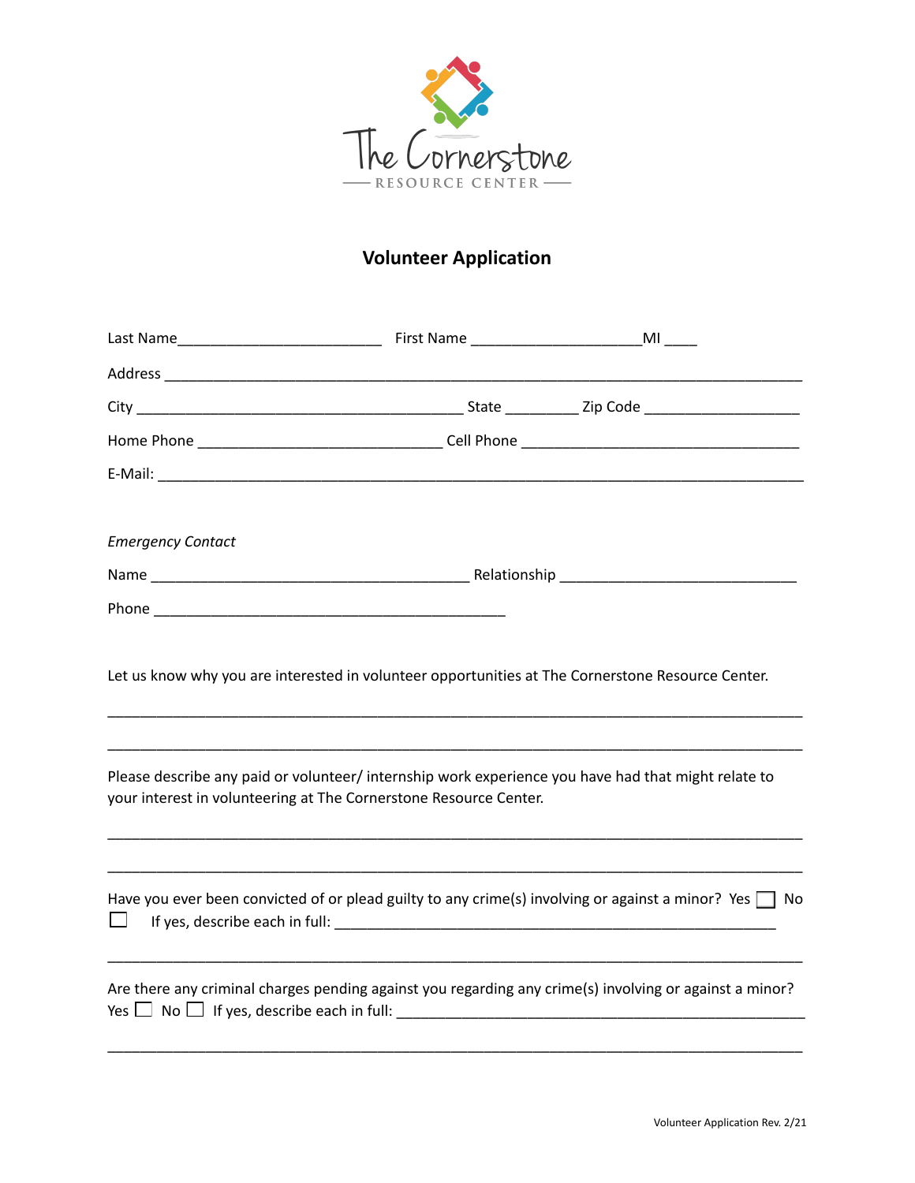The Cornerstone
RESOURCE CENTER

## Volunteer Application

Last Name________________________ First Name ____________________MI ____

Address ___________________________________________________________________________

City _______________________________________ State _________ Zip Code __________________

Home Phone _____________________________ Cell Phone _________________________________

E-Mail: ____________________________________________________________________________

*Emergency Contact*

Name ______________________________________ Relationship ____________________________

Phone __________________________________________

Let us know why you are interested in volunteer opportunities at The Cornerstone Resource Center.

_____________________________________________________________________________________

_____________________________________________________________________________________

Please describe any paid or volunteer/ internship work experience you have had that might relate to your interest in volunteering at The Cornerstone Resource Center.

_____________________________________________________________________________________

_____________________________________________________________________________________

Have you ever been convicted of or plead guilty to any crime(s) involving or against a minor? Yes ☐ No ☐ If yes, describe each in full: ____________________________________________________

_____________________________________________________________________________________

Are there any criminal charges pending against you regarding any crime(s) involving or against a minor? Yes ☐ No ☐ If yes, describe each in full: ________________________________________________

_____________________________________________________________________________________

Volunteer Application Rev. 2/21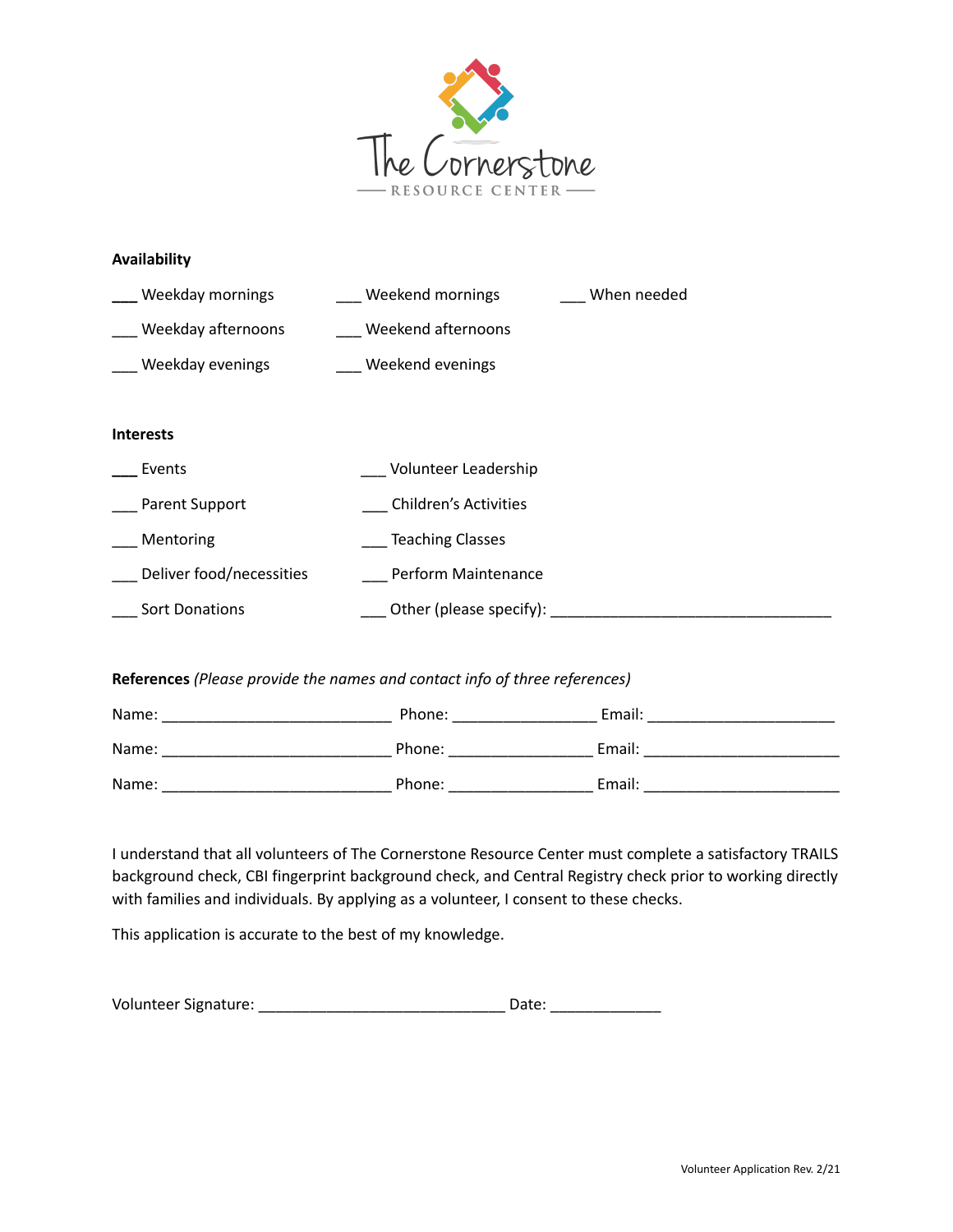The Cornerstone
RESOURCE CENTER

**Availability**

___ Weekday mornings　　___ Weekend mornings　　___ When needed

___ Weekday afternoons　　___ Weekend afternoons

___ Weekday evenings　　___ Weekend evenings

**Interests**

___ Events　　___ Volunteer Leadership

___ Parent Support　　___ Children's Activities

___ Mentoring　　___ Teaching Classes

___ Deliver food/necessities　　___ Perform Maintenance

___ Sort Donations　　___ Other (please specify): ________________________________

**References** *(Please provide the names and contact info of three references)*

Name: __________________________ Phone: ________________ Email: ____________________

Name: __________________________ Phone: ________________ Email: ____________________

Name: __________________________ Phone: ________________ Email: ____________________

I understand that all volunteers of The Cornerstone Resource Center must complete a satisfactory TRAILS background check, CBI fingerprint background check, and Central Registry check prior to working directly with families and individuals. By applying as a volunteer, I consent to these checks.

This application is accurate to the best of my knowledge.

Volunteer Signature: ____________________________ Date: ____________

Volunteer Application Rev. 2/21